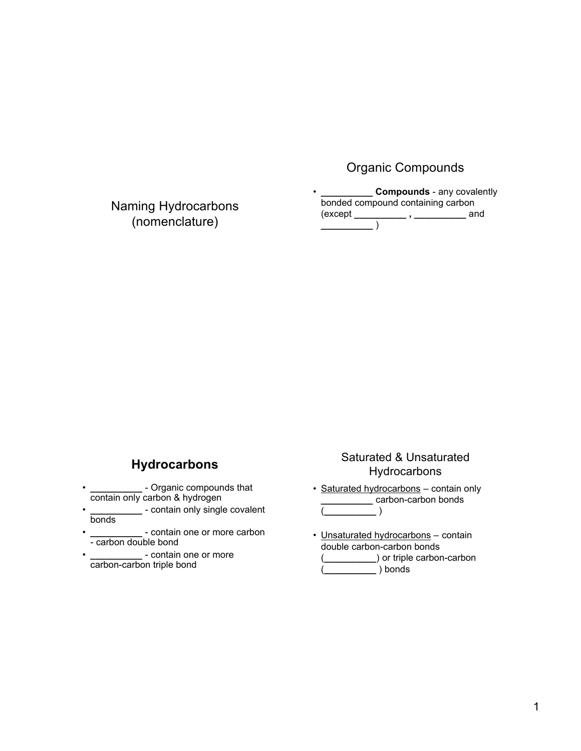# Naming Hydrocarbons (nomenclature)

## Organic Compounds

- __________ **Compounds** - any covalently bonded compound containing carbon (except __________ **,** __________ and __________ )

## **Hydrocarbons**

- __________ - Organic compounds that contain only carbon & hydrogen
- __________ - contain only single covalent bonds
- __________ - contain one or more carbon - carbon double bond
- __________ - contain one or more carbon-carbon triple bond

## Saturated & Unsaturated Hydrocarbons

- <u>Saturated hydrocarbons</u> – contain only __________ carbon-carbon bonds (__________ )

- <u>Unsaturated hydrocarbons</u> – contain double carbon-carbon bonds (__________) or triple carbon-carbon (__________ ) bonds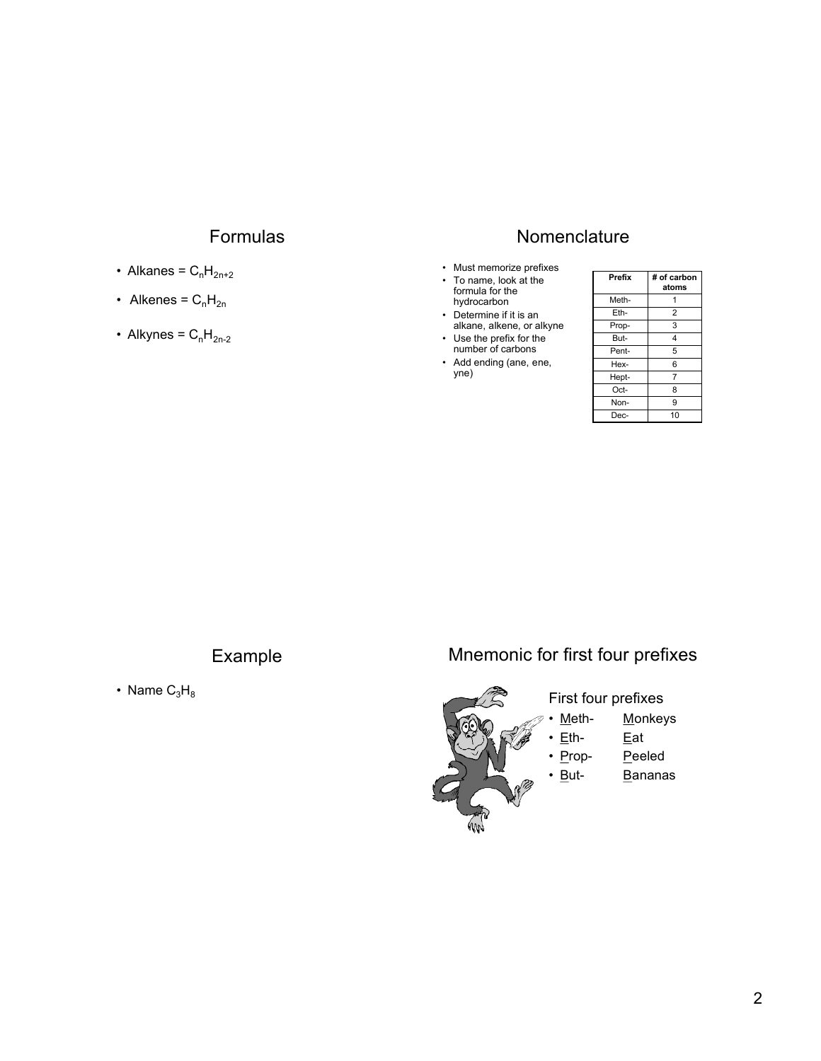## Formulas

- Alkanes = $C_nH_{2n+2}$
- Alkenes = $C_nH_{2n}$
- Alkynes = $C_nH_{2n-2}$

## Nomenclature

- Must memorize prefixes
- To name, look at the formula for the hydrocarbon
- Determine if it is an alkane, alkene, or alkyne
- Use the prefix for the number of carbons
- Add ending (ane, ene, yne)

| Prefix | # of carbon atoms |
|---|---|
| Meth- | 1 |
| Eth- | 2 |
| Prop- | 3 |
| But- | 4 |
| Pent- | 5 |
| Hex- | 6 |
| Hept- | 7 |
| Oct- | 8 |
| Non- | 9 |
| Dec- | 10 |

## Example

- Name $C_3H_8$

## Mnemonic for first four prefixes

First four prefixes

- Meth- Monkeys
- Eth- Eat
- Prop- Peeled
- But- Bananas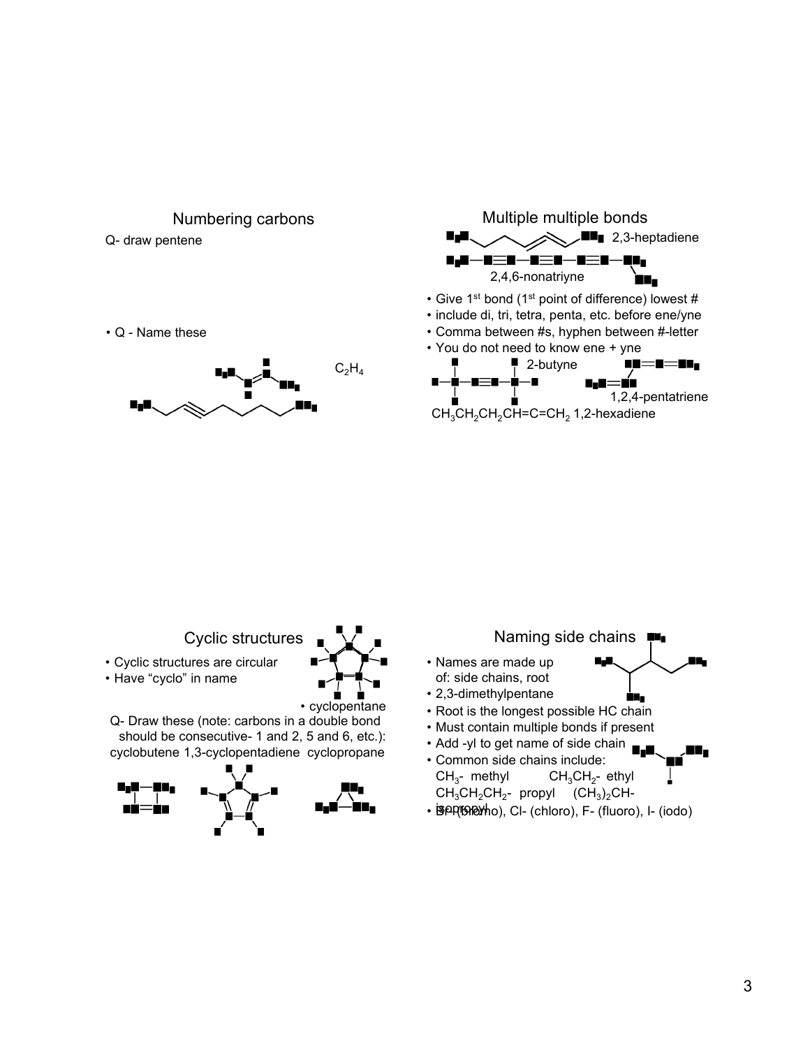## Numbering carbons

Q- draw pentene

• Q - Name these

$C_2H_4$

## Multiple multiple bonds

2,3-heptadiene

2,4,6-nonatriyne

• Give 1st bond (1st point of difference) lowest #
• include di, tri, tetra, penta, etc. before ene/yne
• Comma between #s, hyphen between #-letter
• You do not need to know ene + yne

2-butyne

1,2,4-pentatriene

$CH_3CH_2CH_2CH{=}C{=}CH_2$ 1,2-hexadiene

## Cyclic structures

• Cyclic structures are circular
• Have "cyclo" in name

• cyclopentane

Q- Draw these (note: carbons in a double bond should be consecutive- 1 and 2, 5 and 6, etc.):

cyclobutene 1,3-cyclopentadiene cyclopropane

## Naming side chains

• Names are made up of: side chains, root
• 2,3-dimethylpentane
• Root is the longest possible HC chain
• Must contain multiple bonds if present
• Add -yl to get name of side chain
• Common side chains include:
  $CH_3$- methyl $CH_3CH_2$- ethyl
  $CH_3CH_2CH_2$- propyl $(CH_3)_2CH$- isopropyl
• Br- (bromo), Cl- (chloro), F- (fluoro), I- (iodo)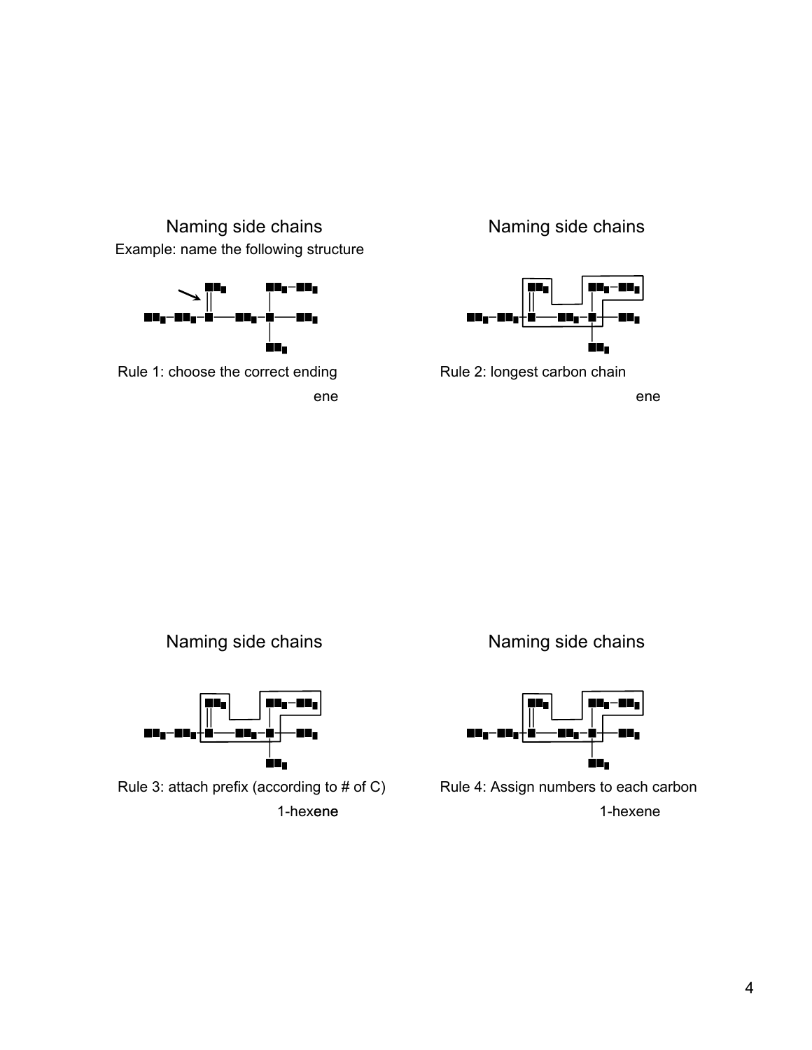## Naming side chains

Example: name the following structure

Rule 1: choose the correct ending

ene

## Naming side chains

Rule 2: longest carbon chain

ene

## Naming side chains

Rule 3: attach prefix (according to # of C)

1-hexene

## Naming side chains

Rule 4: Assign numbers to each carbon

1-hexene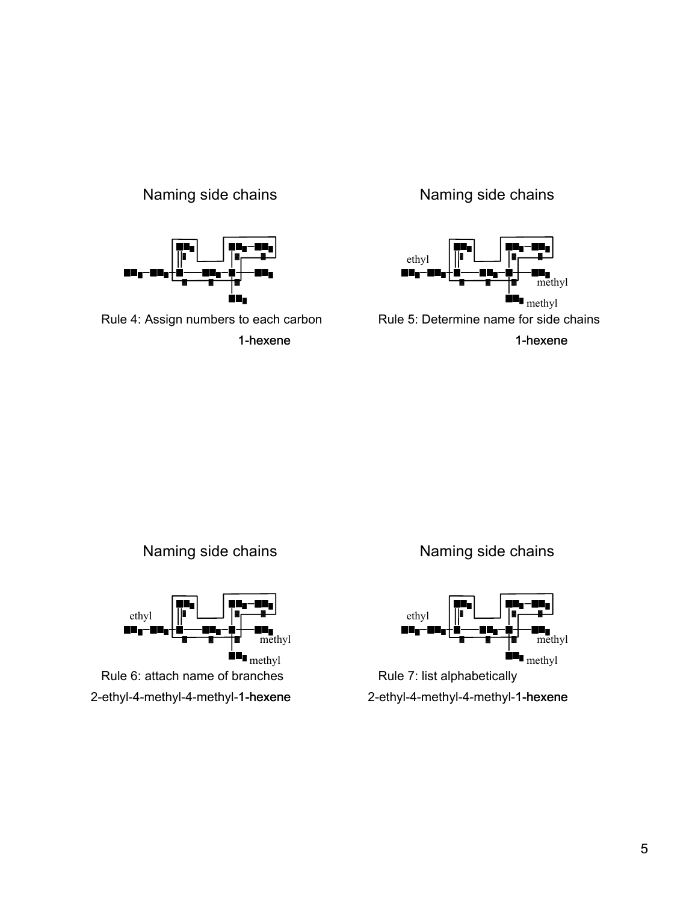## Naming side chains

ethyl

methyl

methyl

Rule 4: Assign numbers to each carbon

1-hexene

## Naming side chains

ethyl

methyl

methyl

Rule 5: Determine name for side chains

1-hexene

## Naming side chains

ethyl

methyl

methyl

Rule 6: attach name of branches

2-ethyl-4-methyl-4-methyl-1-hexene

## Naming side chains

ethyl

methyl

methyl

Rule 7: list alphabetically

2-ethyl-4-methyl-4-methyl-1-hexene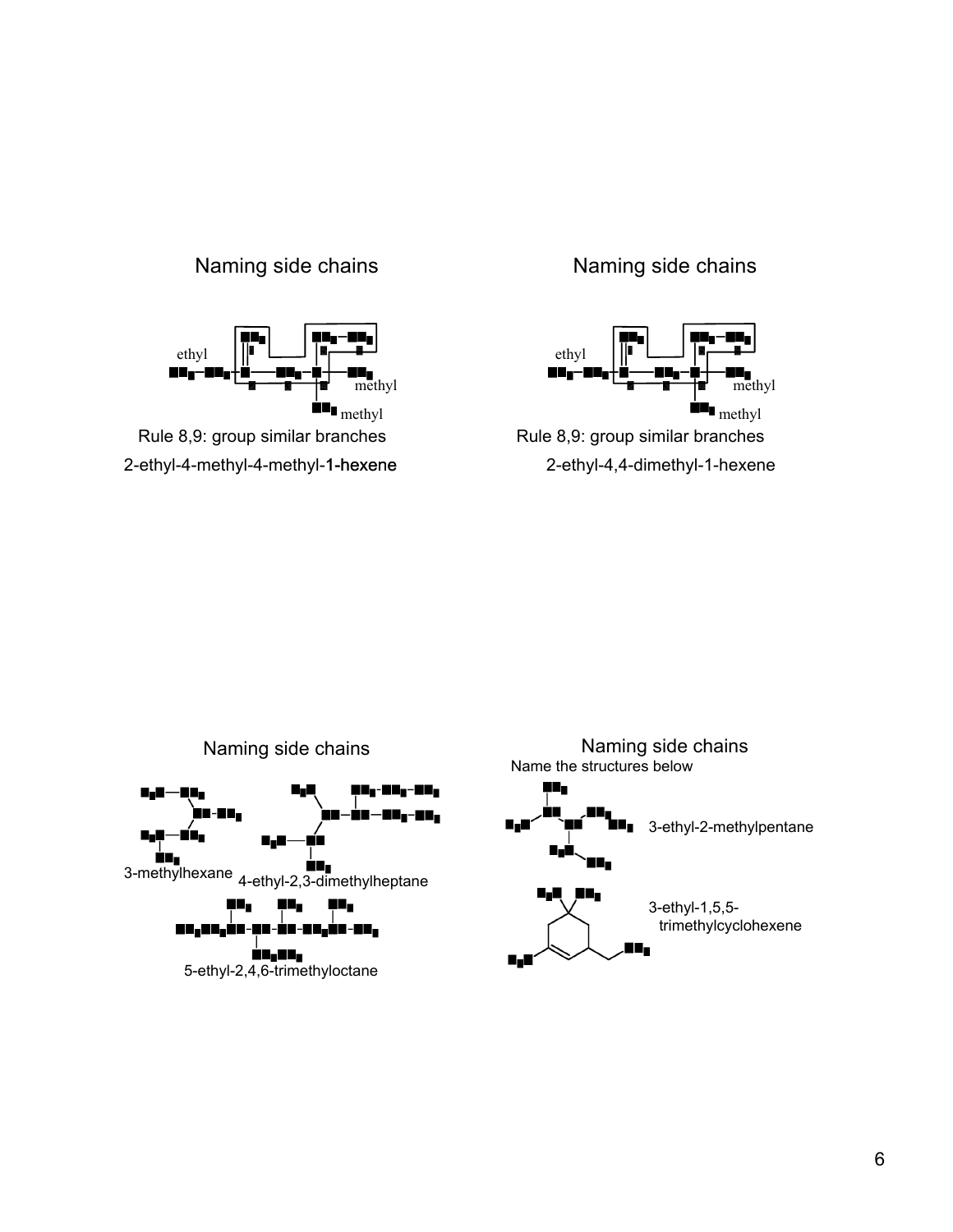## Naming side chains

ethyl

methyl

methyl

Rule 8,9: group similar branches

2-ethyl-4-methyl-4-methyl-1-hexene

## Naming side chains

ethyl

methyl

methyl

Rule 8,9: group similar branches

2-ethyl-4,4-dimethyl-1-hexene

## Naming side chains

3-methylhexane

4-ethyl-2,3-dimethylheptane

5-ethyl-2,4,6-trimethyloctane

## Naming side chains

Name the structures below

3-ethyl-2-methylpentane

3-ethyl-1,5,5-trimethylcyclohexene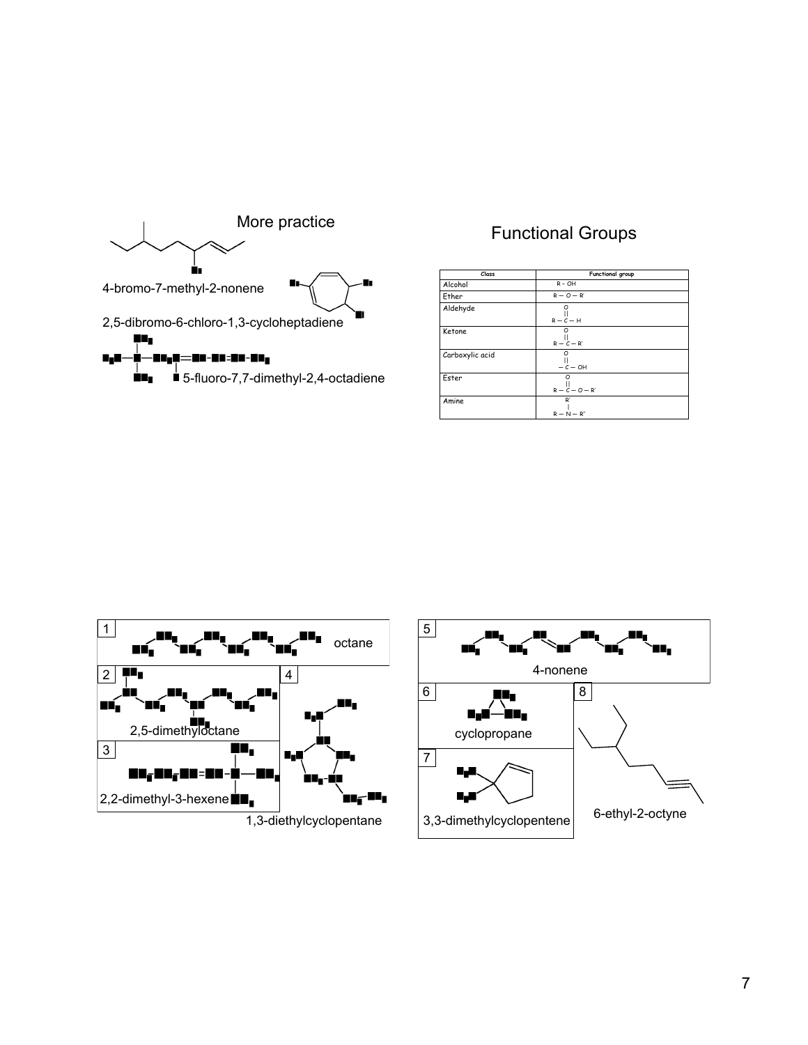## More practice

4-bromo-7-methyl-2-nonene

2,5-dibromo-6-chloro-1,3-cycloheptadiene

5-fluoro-7,7-dimethyl-2,4-octadiene

## Functional Groups

| Class | Functional group |
|---|---|
| Alcohol | R – OH |
| Ether | R — O — R' |
| Aldehyde | R — C(=O) — H |
| Ketone | R — C(=O) — R' |
| Carboxylic acid | — C(=O) — OH |
| Ester | R — C(=O) — O — R' |
| Amine | R — N(R') — R" |

1 octane

2 2,5-dimethyloctane

3 2,2-dimethyl-3-hexene

4 1,3-diethylcyclopentane

5 4-nonene

6 cyclopropane

7 3,3-dimethylcyclopentene

8 6-ethyl-2-octyne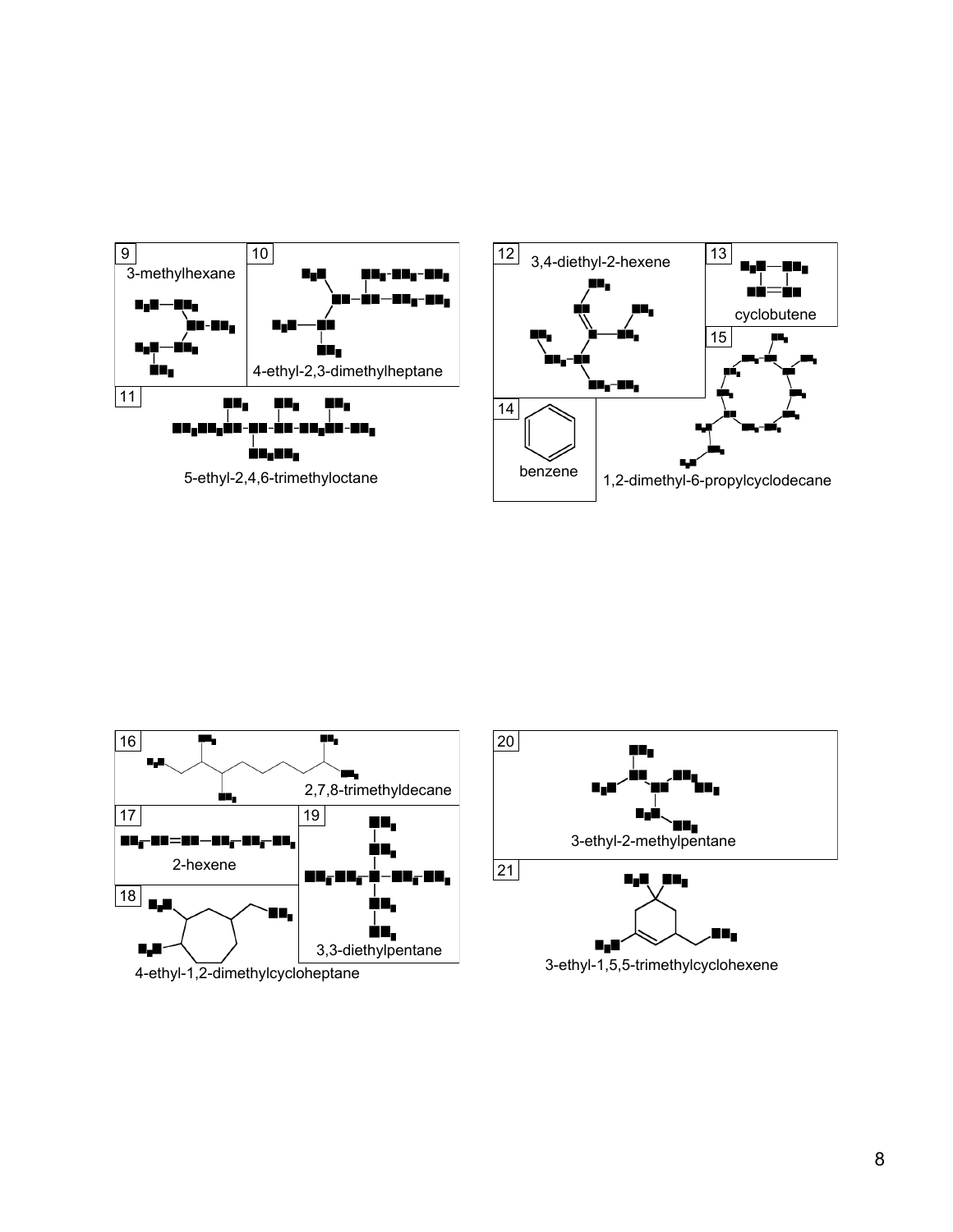9

3-methylhexane

10

4-ethyl-2,3-dimethylheptane

11

5-ethyl-2,4,6-trimethyloctane

12

3,4-diethyl-2-hexene

13

cyclobutene

14

benzene

15

1,2-dimethyl-6-propylcyclodecane

16

2,7,8-trimethyldecane

17

2-hexene

18

4-ethyl-1,2-dimethylcycloheptane

19

3,3-diethylpentane

20

3-ethyl-2-methylpentane

21

3-ethyl-1,5,5-trimethylcyclohexene